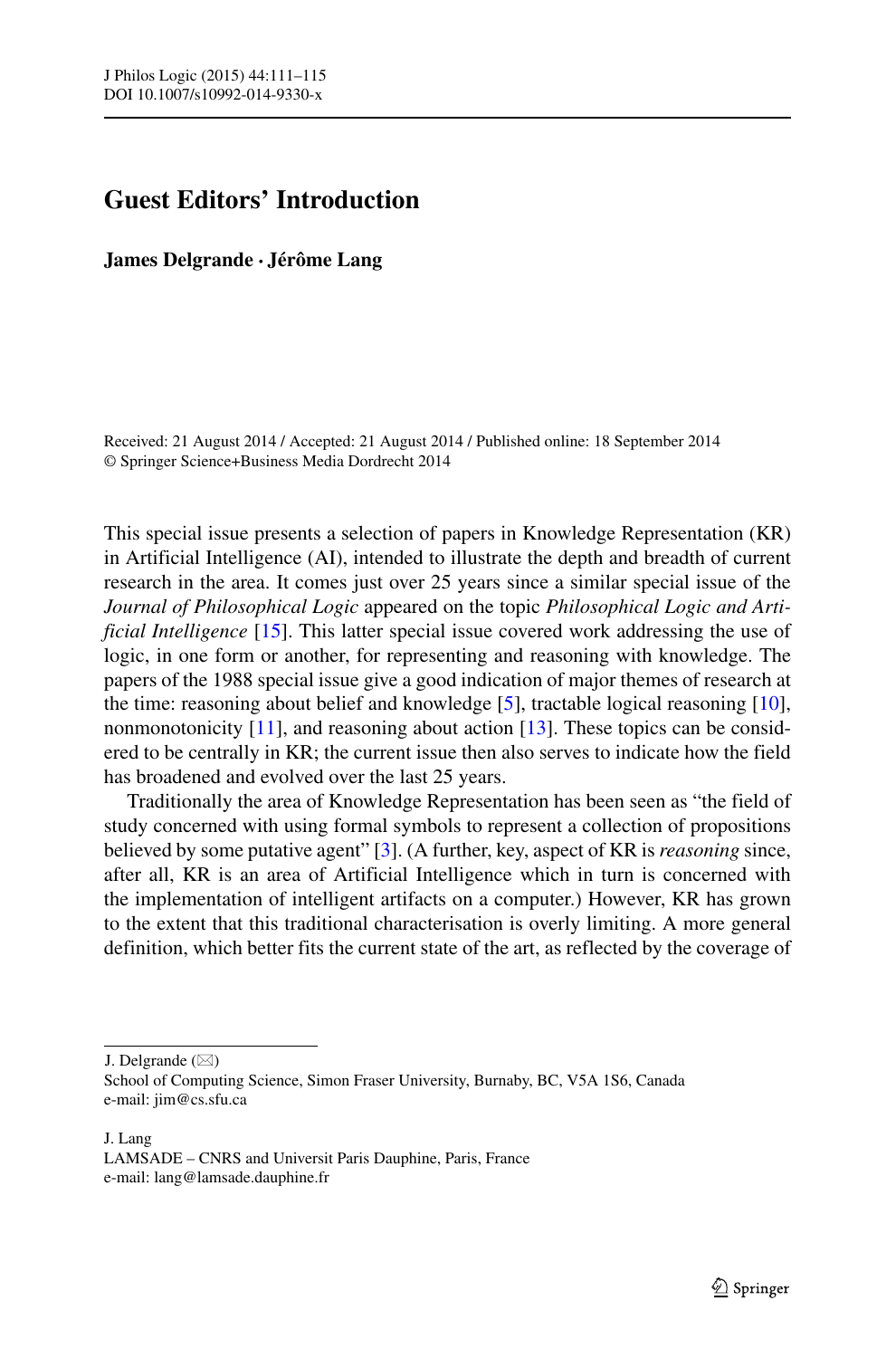# Guest Editors' Introduction

**James Delgrande · Jérôme Lang**

Received: 21 August 2014 / Accepted: 21 August 2014 / Published online: 18 September 2014
© Springer Science+Business Media Dordrecht 2014

This special issue presents a selection of papers in Knowledge Representation (KR) in Artificial Intelligence (AI), intended to illustrate the depth and breadth of current research in the area. It comes just over 25 years since a similar special issue of the *Journal of Philosophical Logic* appeared on the topic *Philosophical Logic and Artificial Intelligence* [15]. This latter special issue covered work addressing the use of logic, in one form or another, for representing and reasoning with knowledge. The papers of the 1988 special issue give a good indication of major themes of research at the time: reasoning about belief and knowledge [5], tractable logical reasoning [10], nonmonotonicity [11], and reasoning about action [13]. These topics can be considered to be centrally in KR; the current issue then also serves to indicate how the field has broadened and evolved over the last 25 years.

Traditionally the area of Knowledge Representation has been seen as "the field of study concerned with using formal symbols to represent a collection of propositions believed by some putative agent" [3]. (A further, key, aspect of KR is *reasoning* since, after all, KR is an area of Artificial Intelligence which in turn is concerned with the implementation of intelligent artifacts on a computer.) However, KR has grown to the extent that this traditional characterisation is overly limiting. A more general definition, which better fits the current state of the art, as reflected by the coverage of

---

J. Delgrande (✉)
School of Computing Science, Simon Fraser University, Burnaby, BC, V5A 1S6, Canada
e-mail: jim@cs.sfu.ca

J. Lang
LAMSADE – CNRS and Universit Paris Dauphine, Paris, France
e-mail: lang@lamsade.dauphine.fr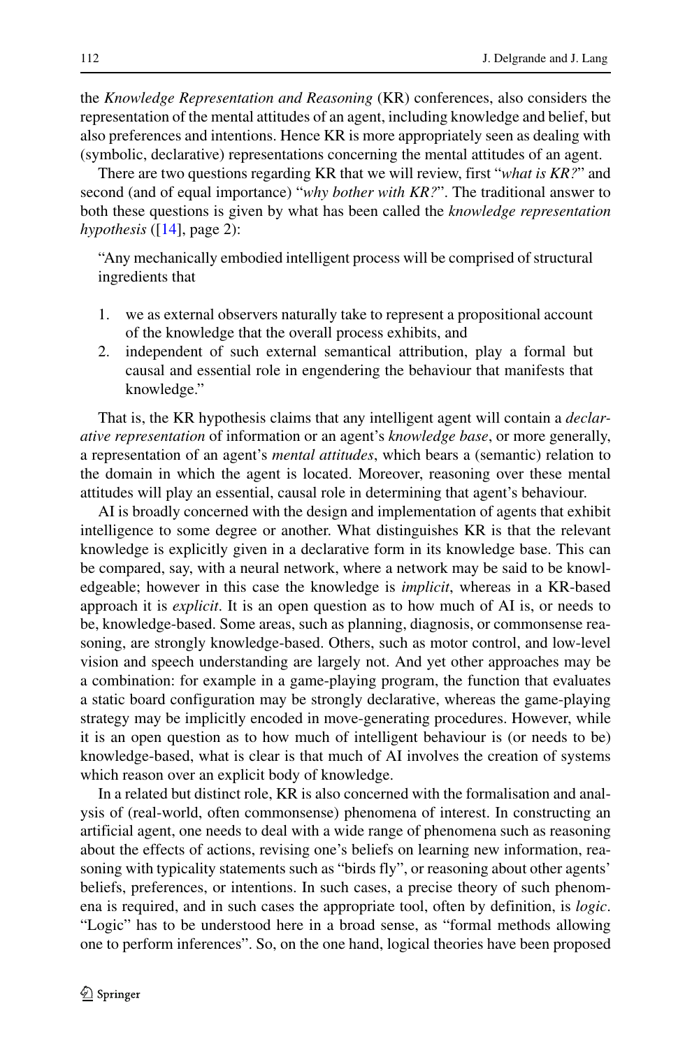the *Knowledge Representation and Reasoning* (KR) conferences, also considers the representation of the mental attitudes of an agent, including knowledge and belief, but also preferences and intentions. Hence KR is more appropriately seen as dealing with (symbolic, declarative) representations concerning the mental attitudes of an agent.

There are two questions regarding KR that we will review, first "*what is KR?*" and second (and of equal importance) "*why bother with KR?*". The traditional answer to both these questions is given by what has been called the *knowledge representation hypothesis* ([14], page 2):

> "Any mechanically embodied intelligent process will be comprised of structural ingredients that
>
> 1. we as external observers naturally take to represent a propositional account of the knowledge that the overall process exhibits, and
> 2. independent of such external semantical attribution, play a formal but causal and essential role in engendering the behaviour that manifests that knowledge."

That is, the KR hypothesis claims that any intelligent agent will contain a *declarative representation* of information or an agent's *knowledge base*, or more generally, a representation of an agent's *mental attitudes*, which bears a (semantic) relation to the domain in which the agent is located. Moreover, reasoning over these mental attitudes will play an essential, causal role in determining that agent's behaviour.

AI is broadly concerned with the design and implementation of agents that exhibit intelligence to some degree or another. What distinguishes KR is that the relevant knowledge is explicitly given in a declarative form in its knowledge base. This can be compared, say, with a neural network, where a network may be said to be knowledgeable; however in this case the knowledge is *implicit*, whereas in a KR-based approach it is *explicit*. It is an open question as to how much of AI is, or needs to be, knowledge-based. Some areas, such as planning, diagnosis, or commonsense reasoning, are strongly knowledge-based. Others, such as motor control, and low-level vision and speech understanding are largely not. And yet other approaches may be a combination: for example in a game-playing program, the function that evaluates a static board configuration may be strongly declarative, whereas the game-playing strategy may be implicitly encoded in move-generating procedures. However, while it is an open question as to how much of intelligent behaviour is (or needs to be) knowledge-based, what is clear is that much of AI involves the creation of systems which reason over an explicit body of knowledge.

In a related but distinct role, KR is also concerned with the formalisation and analysis of (real-world, often commonsense) phenomena of interest. In constructing an artificial agent, one needs to deal with a wide range of phenomena such as reasoning about the effects of actions, revising one's beliefs on learning new information, reasoning with typicality statements such as "birds fly", or reasoning about other agents' beliefs, preferences, or intentions. In such cases, a precise theory of such phenomena is required, and in such cases the appropriate tool, often by definition, is *logic*. "Logic" has to be understood here in a broad sense, as "formal methods allowing one to perform inferences". So, on the one hand, logical theories have been proposed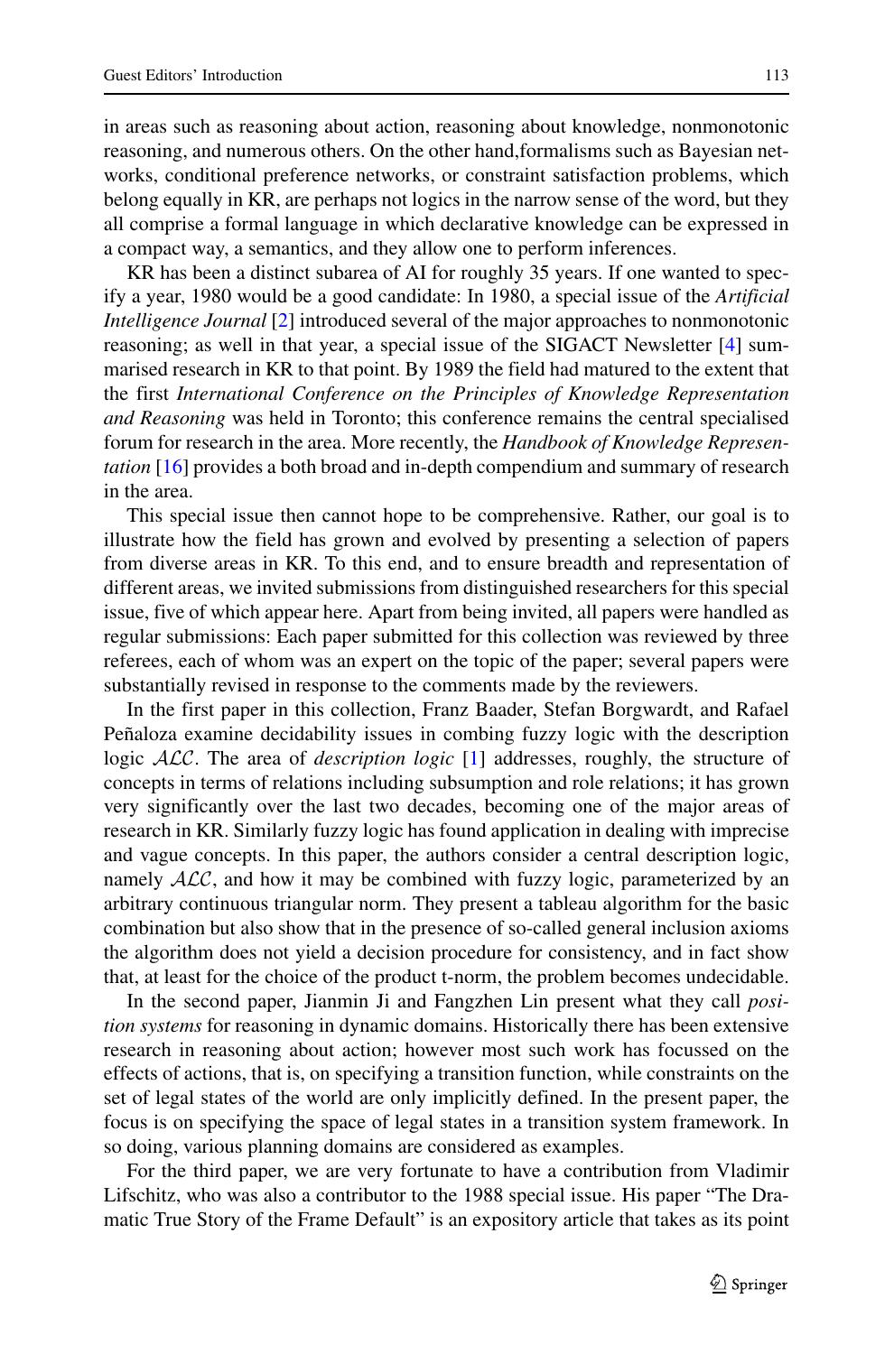in areas such as reasoning about action, reasoning about knowledge, nonmonotonic reasoning, and numerous others. On the other hand,formalisms such as Bayesian networks, conditional preference networks, or constraint satisfaction problems, which belong equally in KR, are perhaps not logics in the narrow sense of the word, but they all comprise a formal language in which declarative knowledge can be expressed in a compact way, a semantics, and they allow one to perform inferences.

KR has been a distinct subarea of AI for roughly 35 years. If one wanted to specify a year, 1980 would be a good candidate: In 1980, a special issue of the *Artificial Intelligence Journal* [2] introduced several of the major approaches to nonmonotonic reasoning; as well in that year, a special issue of the SIGACT Newsletter [4] summarised research in KR to that point. By 1989 the field had matured to the extent that the first *International Conference on the Principles of Knowledge Representation and Reasoning* was held in Toronto; this conference remains the central specialised forum for research in the area. More recently, the *Handbook of Knowledge Representation* [16] provides a both broad and in-depth compendium and summary of research in the area.

This special issue then cannot hope to be comprehensive. Rather, our goal is to illustrate how the field has grown and evolved by presenting a selection of papers from diverse areas in KR. To this end, and to ensure breadth and representation of different areas, we invited submissions from distinguished researchers for this special issue, five of which appear here. Apart from being invited, all papers were handled as regular submissions: Each paper submitted for this collection was reviewed by three referees, each of whom was an expert on the topic of the paper; several papers were substantially revised in response to the comments made by the reviewers.

In the first paper in this collection, Franz Baader, Stefan Borgwardt, and Rafael Peñaloza examine decidability issues in combing fuzzy logic with the description logic $\mathcal{ALC}$. The area of *description logic* [1] addresses, roughly, the structure of concepts in terms of relations including subsumption and role relations; it has grown very significantly over the last two decades, becoming one of the major areas of research in KR. Similarly fuzzy logic has found application in dealing with imprecise and vague concepts. In this paper, the authors consider a central description logic, namely $\mathcal{ALC}$, and how it may be combined with fuzzy logic, parameterized by an arbitrary continuous triangular norm. They present a tableau algorithm for the basic combination but also show that in the presence of so-called general inclusion axioms the algorithm does not yield a decision procedure for consistency, and in fact show that, at least for the choice of the product t-norm, the problem becomes undecidable.

In the second paper, Jianmin Ji and Fangzhen Lin present what they call *position systems* for reasoning in dynamic domains. Historically there has been extensive research in reasoning about action; however most such work has focussed on the effects of actions, that is, on specifying a transition function, while constraints on the set of legal states of the world are only implicitly defined. In the present paper, the focus is on specifying the space of legal states in a transition system framework. In so doing, various planning domains are considered as examples.

For the third paper, we are very fortunate to have a contribution from Vladimir Lifschitz, who was also a contributor to the 1988 special issue. His paper "The Dramatic True Story of the Frame Default" is an expository article that takes as its point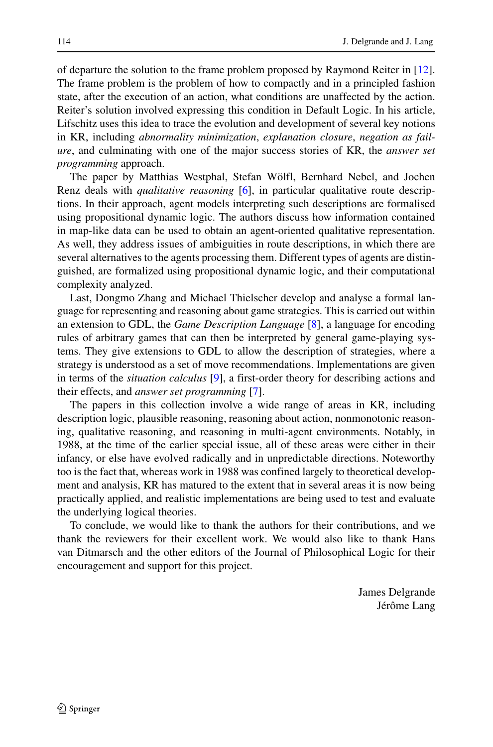of departure the solution to the frame problem proposed by Raymond Reiter in [12]. The frame problem is the problem of how to compactly and in a principled fashion state, after the execution of an action, what conditions are unaffected by the action. Reiter's solution involved expressing this condition in Default Logic. In his article, Lifschitz uses this idea to trace the evolution and development of several key notions in KR, including *abnormality minimization*, *explanation closure*, *negation as failure*, and culminating with one of the major success stories of KR, the *answer set programming* approach.

The paper by Matthias Westphal, Stefan Wölfl, Bernhard Nebel, and Jochen Renz deals with *qualitative reasoning* [6], in particular qualitative route descriptions. In their approach, agent models interpreting such descriptions are formalised using propositional dynamic logic. The authors discuss how information contained in map-like data can be used to obtain an agent-oriented qualitative representation. As well, they address issues of ambiguities in route descriptions, in which there are several alternatives to the agents processing them. Different types of agents are distinguished, are formalized using propositional dynamic logic, and their computational complexity analyzed.

Last, Dongmo Zhang and Michael Thielscher develop and analyse a formal language for representing and reasoning about game strategies. This is carried out within an extension to GDL, the *Game Description Language* [8], a language for encoding rules of arbitrary games that can then be interpreted by general game-playing systems. They give extensions to GDL to allow the description of strategies, where a strategy is understood as a set of move recommendations. Implementations are given in terms of the *situation calculus* [9], a first-order theory for describing actions and their effects, and *answer set programming* [7].

The papers in this collection involve a wide range of areas in KR, including description logic, plausible reasoning, reasoning about action, nonmonotonic reasoning, qualitative reasoning, and reasoning in multi-agent environments. Notably, in 1988, at the time of the earlier special issue, all of these areas were either in their infancy, or else have evolved radically and in unpredictable directions. Noteworthy too is the fact that, whereas work in 1988 was confined largely to theoretical development and analysis, KR has matured to the extent that in several areas it is now being practically applied, and realistic implementations are being used to test and evaluate the underlying logical theories.

To conclude, we would like to thank the authors for their contributions, and we thank the reviewers for their excellent work. We would also like to thank Hans van Ditmarsch and the other editors of the Journal of Philosophical Logic for their encouragement and support for this project.

James Delgrande
Jérôme Lang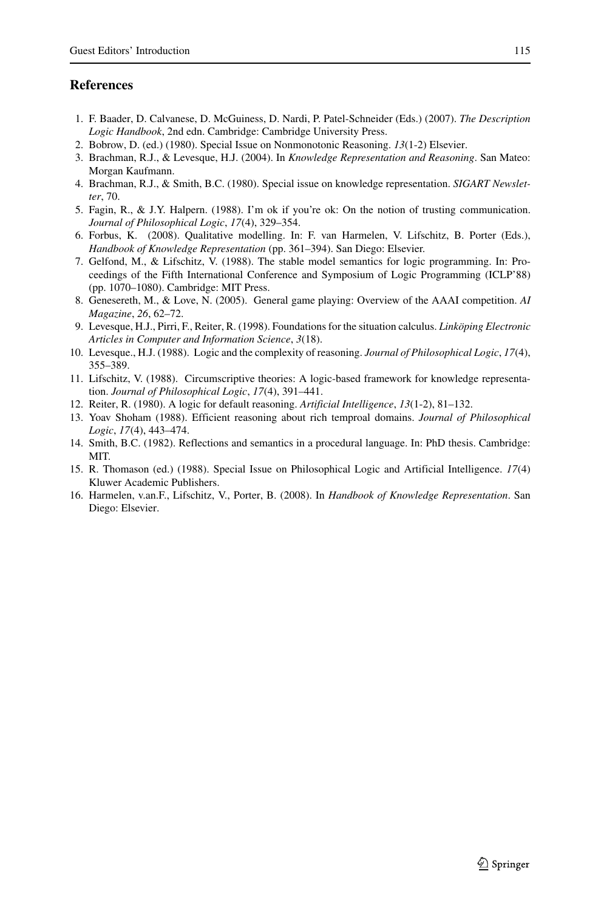## References

1. F. Baader, D. Calvanese, D. McGuiness, D. Nardi, P. Patel-Schneider (Eds.) (2007). *The Description Logic Handbook*, 2nd edn. Cambridge: Cambridge University Press.
2. Bobrow, D. (ed.) (1980). Special Issue on Nonmonotonic Reasoning. *13*(1-2) Elsevier.
3. Brachman, R.J., & Levesque, H.J. (2004). In *Knowledge Representation and Reasoning*. San Mateo: Morgan Kaufmann.
4. Brachman, R.J., & Smith, B.C. (1980). Special issue on knowledge representation. *SIGART Newsletter*, 70.
5. Fagin, R., & J.Y. Halpern. (1988). I'm ok if you're ok: On the notion of trusting communication. *Journal of Philosophical Logic*, *17*(4), 329–354.
6. Forbus, K. (2008). Qualitative modelling. In: F. van Harmelen, V. Lifschitz, B. Porter (Eds.), *Handbook of Knowledge Representation* (pp. 361–394). San Diego: Elsevier.
7. Gelfond, M., & Lifschitz, V. (1988). The stable model semantics for logic programming. In: Proceedings of the Fifth International Conference and Symposium of Logic Programming (ICLP'88) (pp. 1070–1080). Cambridge: MIT Press.
8. Genesereth, M., & Love, N. (2005). General game playing: Overview of the AAAI competition. *AI Magazine*, *26*, 62–72.
9. Levesque, H.J., Pirri, F., Reiter, R. (1998). Foundations for the situation calculus. *Linköping Electronic Articles in Computer and Information Science*, *3*(18).
10. Levesque., H.J. (1988). Logic and the complexity of reasoning. *Journal of Philosophical Logic*, *17*(4), 355–389.
11. Lifschitz, V. (1988). Circumscriptive theories: A logic-based framework for knowledge representation. *Journal of Philosophical Logic*, *17*(4), 391–441.
12. Reiter, R. (1980). A logic for default reasoning. *Artificial Intelligence*, *13*(1-2), 81–132.
13. Yoav Shoham (1988). Efficient reasoning about rich temproal domains. *Journal of Philosophical Logic*, *17*(4), 443–474.
14. Smith, B.C. (1982). Reflections and semantics in a procedural language. In: PhD thesis. Cambridge: MIT.
15. R. Thomason (ed.) (1988). Special Issue on Philosophical Logic and Artificial Intelligence. *17*(4) Kluwer Academic Publishers.
16. Harmelen, v.an.F., Lifschitz, V., Porter, B. (2008). In *Handbook of Knowledge Representation*. San Diego: Elsevier.